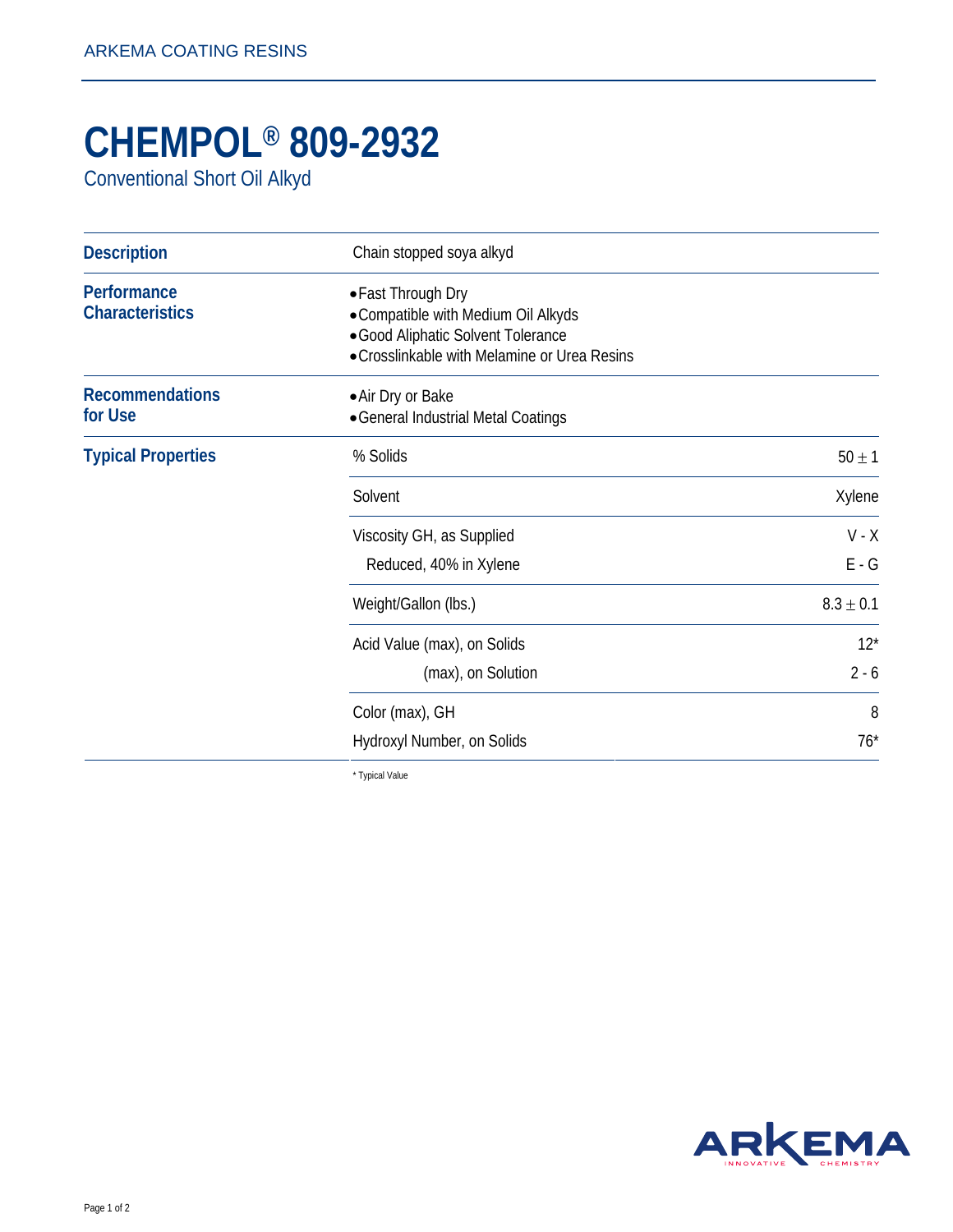# CHEMPOL® 809-2932

Conventional Short Oil Alkyd

| | | |
|---|---|---|
| **Description** | Chain stopped soya alkyd | |
| **Performance Characteristics** | • Fast Through Dry<br>• Compatible with Medium Oil Alkyds<br>• Good Aliphatic Solvent Tolerance<br>• Crosslinkable with Melamine or Urea Resins | |
| **Recommendations for Use** | • Air Dry or Bake<br>• General Industrial Metal Coatings | |
| **Typical Properties** | % Solids | $50 \pm 1$ |
| | Solvent | Xylene |
| | Viscosity GH, as Supplied | V - X |
| | Reduced, 40% in Xylene | E - G |
| | Weight/Gallon (lbs.) | $8.3 \pm 0.1$ |
| | Acid Value (max), on Solids | 12* |
| | (max), on Solution | 2 - 6 |
| | Color (max), GH | 8 |
| | Hydroxyl Number, on Solids | 76* |

* Typical Value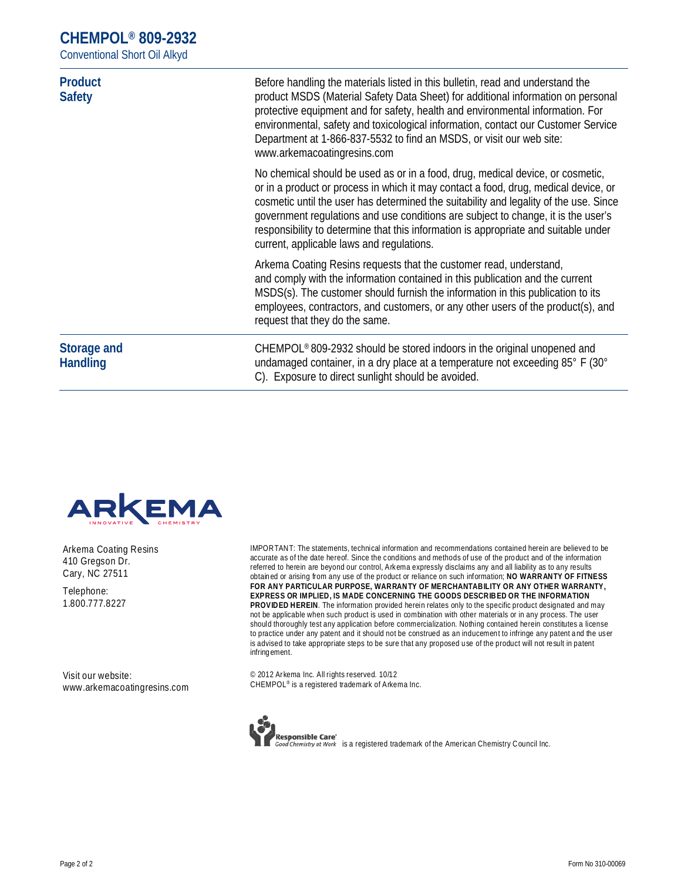# CHEMPOL® 809-2932

Conventional Short Oil Alkyd

## Product Safety

Before handling the materials listed in this bulletin, read and understand the product MSDS (Material Safety Data Sheet) for additional information on personal protective equipment and for safety, health and environmental information. For environmental, safety and toxicological information, contact our Customer Service Department at 1-866-837-5532 to find an MSDS, or visit our web site: www.arkemacoatingresins.com

No chemical should be used as or in a food, drug, medical device, or cosmetic, or in a product or process in which it may contact a food, drug, medical device, or cosmetic until the user has determined the suitability and legality of the use. Since government regulations and use conditions are subject to change, it is the user's responsibility to determine that this information is appropriate and suitable under current, applicable laws and regulations.

Arkema Coating Resins requests that the customer read, understand, and comply with the information contained in this publication and the current MSDS(s). The customer should furnish the information in this publication to its employees, contractors, and customers, or any other users of the product(s), and request that they do the same.

## Storage and Handling

CHEMPOL® 809-2932 should be stored indoors in the original unopened and undamaged container, in a dry place at a temperature not exceeding 85° F (30° C). Exposure to direct sunlight should be avoided.

ARKEMA INNOVATIVE CHEMISTRY

Arkema Coating Resins
410 Gregson Dr.
Cary, NC 27511

Telephone:
1.800.777.8227

Visit our website:
www.arkemacoatingresins.com

IMPORTANT: The statements, technical information and recommendations contained herein are believed to be accurate as of the date hereof. Since the conditions and methods of use of the product and of the information referred to herein are beyond our control, Arkema expressly disclaims any and all liability as to any results obtained or arising from any use of the product or reliance on such information; **NO WARRANTY OF FITNESS FOR ANY PARTICULAR PURPOSE, WARRANTY OF MERCHANTABILITY OR ANY OTHER WARRANTY, EXPRESS OR IMPLIED, IS MADE CONCERNING THE GOODS DESCRIBED OR THE INFORMATION PROVIDED HEREIN**. The information provided herein relates only to the specific product designated and may not be applicable when such product is used in combination with other materials or in any process. The user should thoroughly test any application before commercialization. Nothing contained herein constitutes a license to practice under any patent and it should not be construed as an inducement to infringe any patent and the user is advised to take appropriate steps to be sure that any proposed use of the product will not result in patent infringement.

© 2012 Arkema Inc. All rights reserved. 10/12
CHEMPOL® is a registered trademark of Arkema Inc.

Responsible Care® Good Chemistry at Work is a registered trademark of the American Chemistry Council Inc.

Form No 310-00069